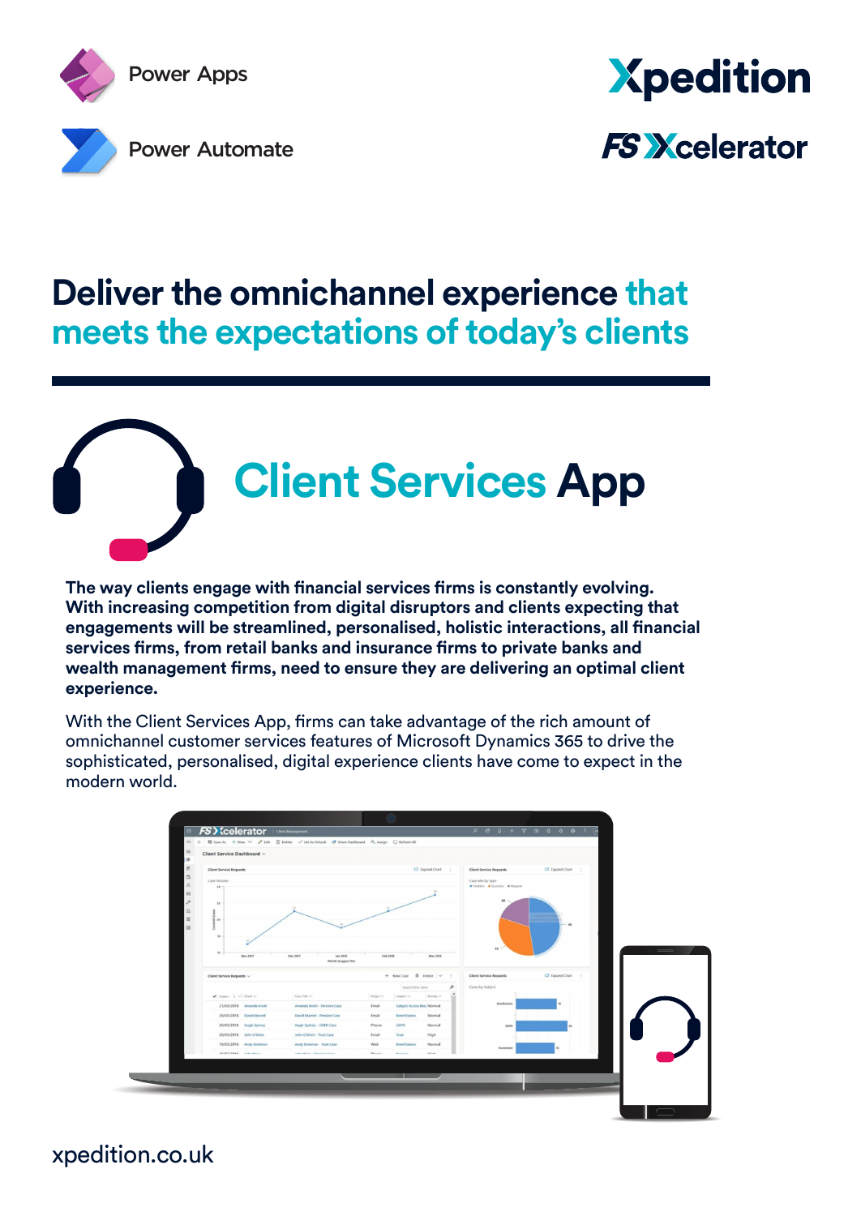Power Apps

Power Automate

Xpedition

FS Xcelerator

# Deliver the omnichannel experience that meets the expectations of today's clients

## Client Services App

**The way clients engage with financial services firms is constantly evolving. With increasing competition from digital disruptors and clients expecting that engagements will be streamlined, personalised, holistic interactions, all financial services firms, from retail banks and insurance firms to private banks and wealth management firms, need to ensure they are delivering an optimal client experience.**

With the Client Services App, firms can take advantage of the rich amount of omnichannel customer services features of Microsoft Dynamics 365 to drive the sophisticated, personalised, digital experience clients have come to expect in the modern world.

xpedition.co.uk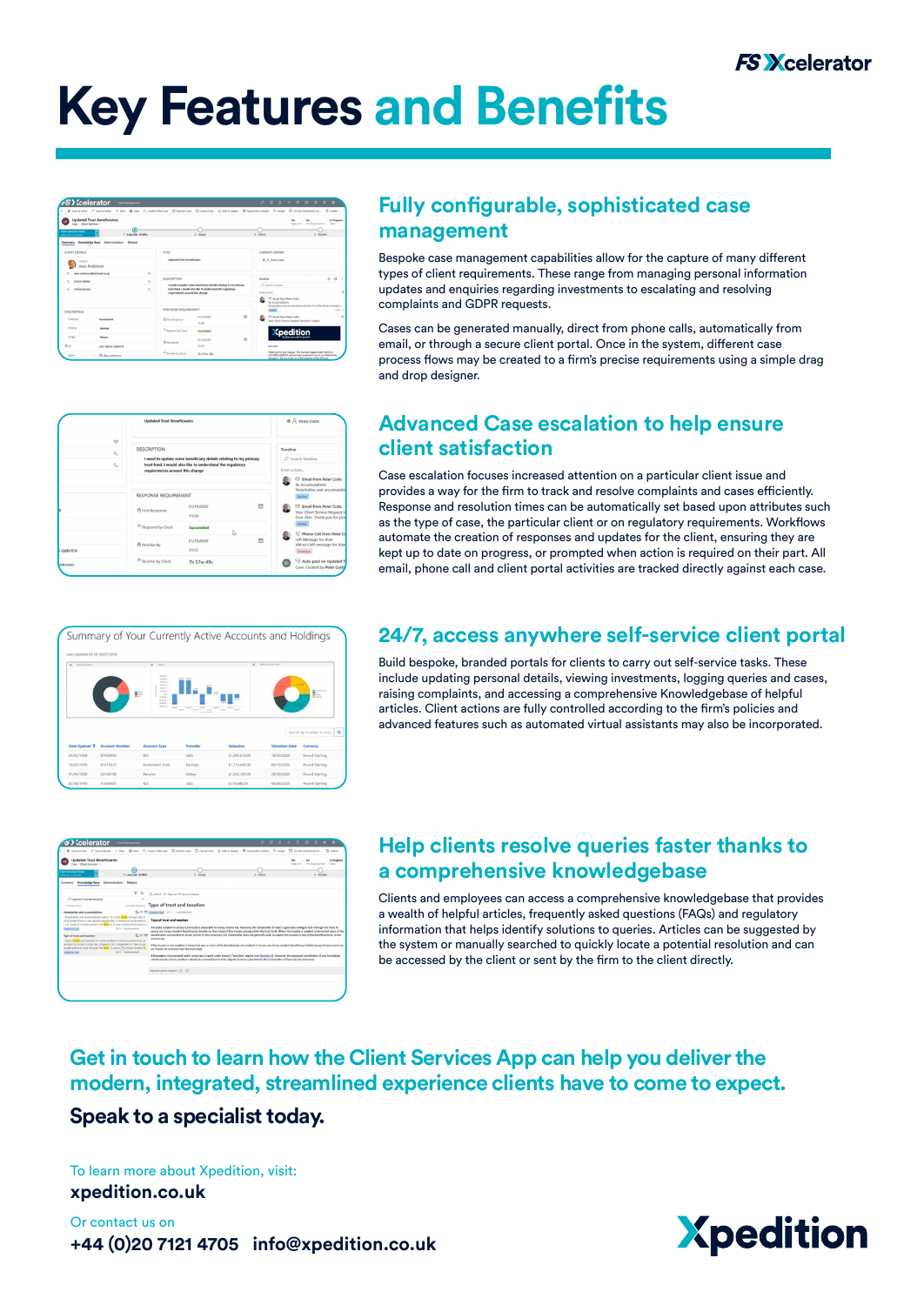# Key Features and Benefits

## Fully configurable, sophisticated case management

Bespoke case management capabilities allow for the capture of many different types of client requirements. These range from managing personal information updates and enquiries regarding investments to escalating and resolving complaints and GDPR requests.

Cases can be generated manually, direct from phone calls, automatically from email, or through a secure client portal. Once in the system, different case process flows may be created to a firm's precise requirements using a simple drag and drop designer.

## Advanced Case escalation to help ensure client satisfaction

Case escalation focuses increased attention on a particular client issue and provides a way for the firm to track and resolve complaints and cases efficiently. Response and resolution times can be automatically set based upon attributes such as the type of case, the particular client or on regulatory requirements. Workflows automate the creation of responses and updates for the client, ensuring they are kept up to date on progress, or prompted when action is required on their part. All email, phone call and client portal activities are tracked directly against each case.

## 24/7, access anywhere self-service client portal

Build bespoke, branded portals for clients to carry out self-service tasks. These include updating personal details, viewing investments, logging queries and cases, raising complaints, and accessing a comprehensive Knowledgebase of helpful articles. Client actions are fully controlled according to the firm's policies and advanced features such as automated virtual assistants may also be incorporated.

## Help clients resolve queries faster thanks to a comprehensive knowledgebase

Clients and employees can access a comprehensive knowledgebase that provides a wealth of helpful articles, frequently asked questions (FAQs) and regulatory information that helps identify solutions to queries. Articles can be suggested by the system or manually searched to quickly locate a potential resolution and can be accessed by the client or sent by the firm to the client directly.

## Get in touch to learn how the Client Services App can help you deliver the modern, integrated, streamlined experience clients have to come to expect.

**Speak to a specialist today.**

To learn more about Xpedition, visit:

**xpedition.co.uk**

Or contact us on

**+44 (0)20 7121 4705 info@xpedition.co.uk**